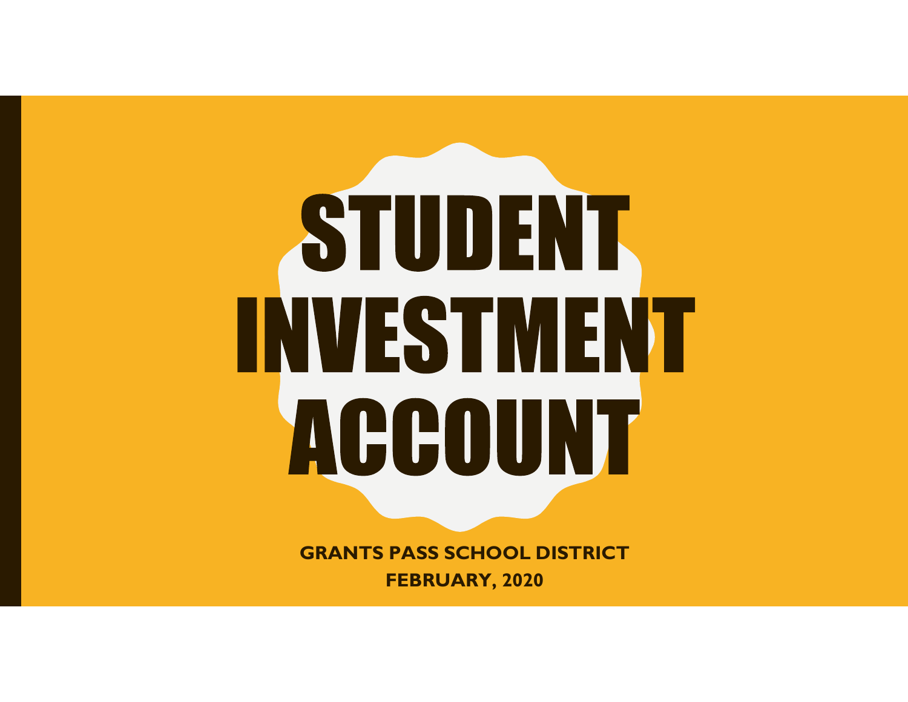# STUDENT INVESTMENT ACCOUNT

**GRANTS PASS SCHOOL DISTRICT**

**FEBRUARY, 2020**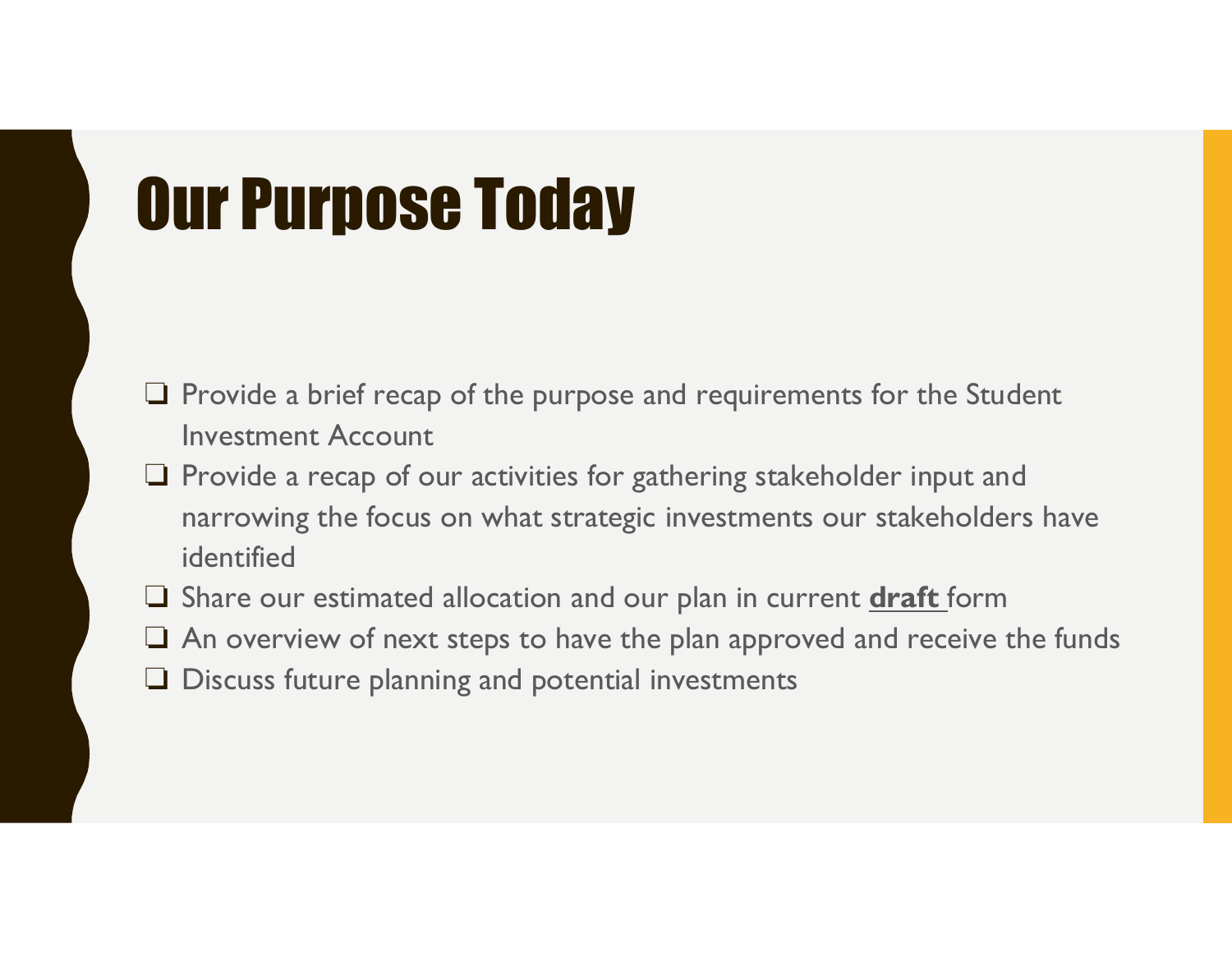# Our Purpose Today

- ❑ Provide a brief recap of the purpose and requirements for the Student Investment Account
- ❑ Provide a recap of our activities for gathering stakeholder input and narrowing the focus on what strategic investments our stakeholders have identified
- ❑ Share our estimated allocation and our plan in current **draft** form
- ❑ An overview of next steps to have the plan approved and receive the funds
- ❑ Discuss future planning and potential investments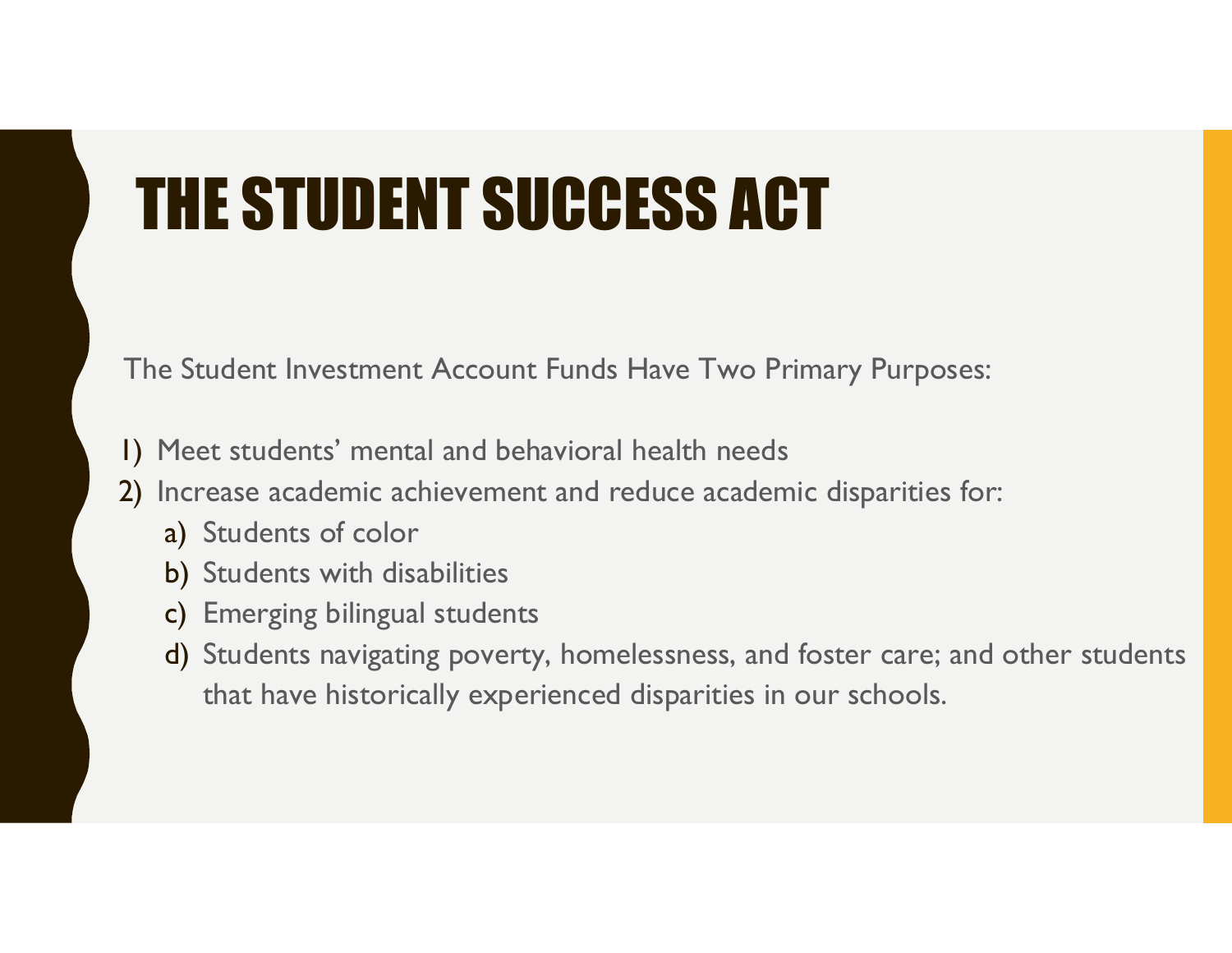# THE STUDENT SUCCESS ACT

The Student Investment Account Funds Have Two Primary Purposes:

1) Meet students' mental and behavioral health needs
2) Increase academic achievement and reduce academic disparities for:
   a) Students of color
   b) Students with disabilities
   c) Emerging bilingual students
   d) Students navigating poverty, homelessness, and foster care; and other students that have historically experienced disparities in our schools.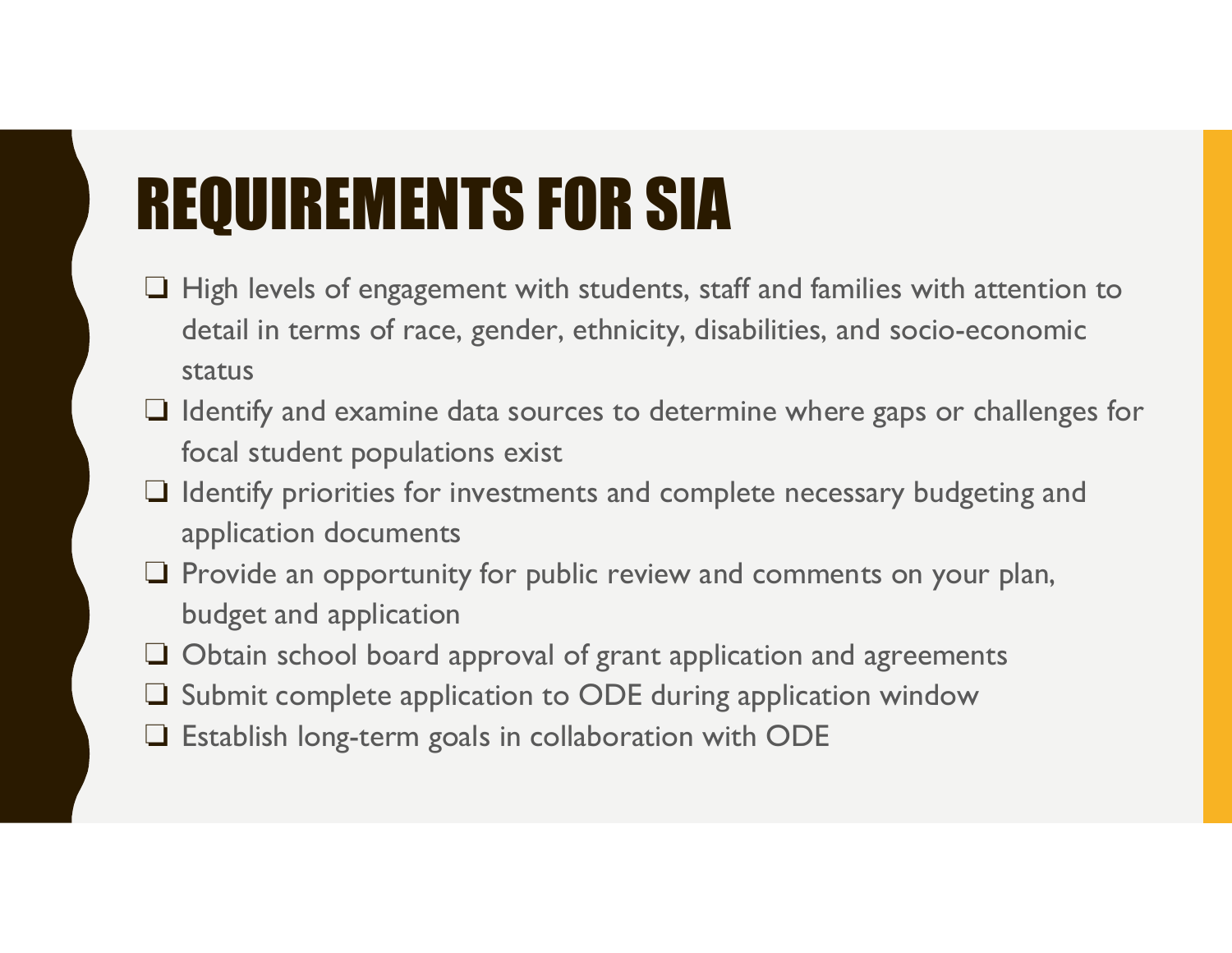# REQUIREMENTS FOR SIA

- ❑ High levels of engagement with students, staff and families with attention to detail in terms of race, gender, ethnicity, disabilities, and socio-economic status
- ❑ Identify and examine data sources to determine where gaps or challenges for focal student populations exist
- ❑ Identify priorities for investments and complete necessary budgeting and application documents
- ❑ Provide an opportunity for public review and comments on your plan, budget and application
- ❑ Obtain school board approval of grant application and agreements
- ❑ Submit complete application to ODE during application window
- ❑ Establish long-term goals in collaboration with ODE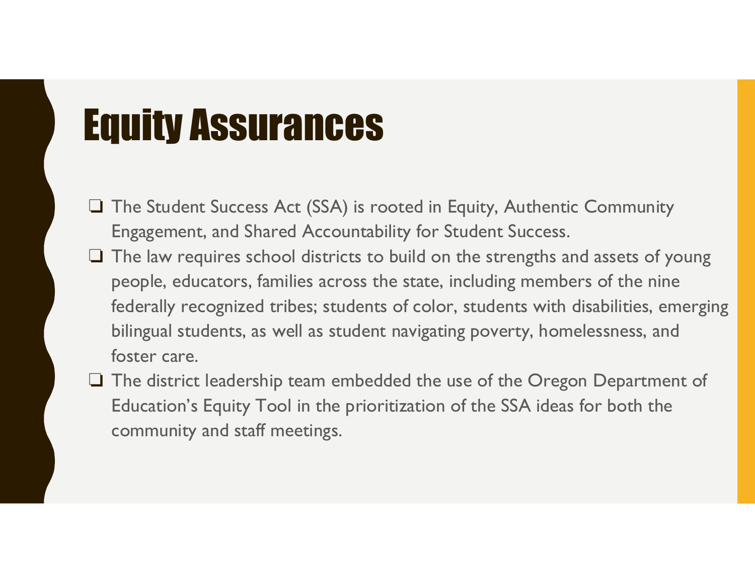# Equity Assurances

- ❑ The Student Success Act (SSA) is rooted in Equity, Authentic Community Engagement, and Shared Accountability for Student Success.
- ❑ The law requires school districts to build on the strengths and assets of young people, educators, families across the state, including members of the nine federally recognized tribes; students of color, students with disabilities, emerging bilingual students, as well as student navigating poverty, homelessness, and foster care.
- ❑ The district leadership team embedded the use of the Oregon Department of Education's Equity Tool in the prioritization of the SSA ideas for both the community and staff meetings.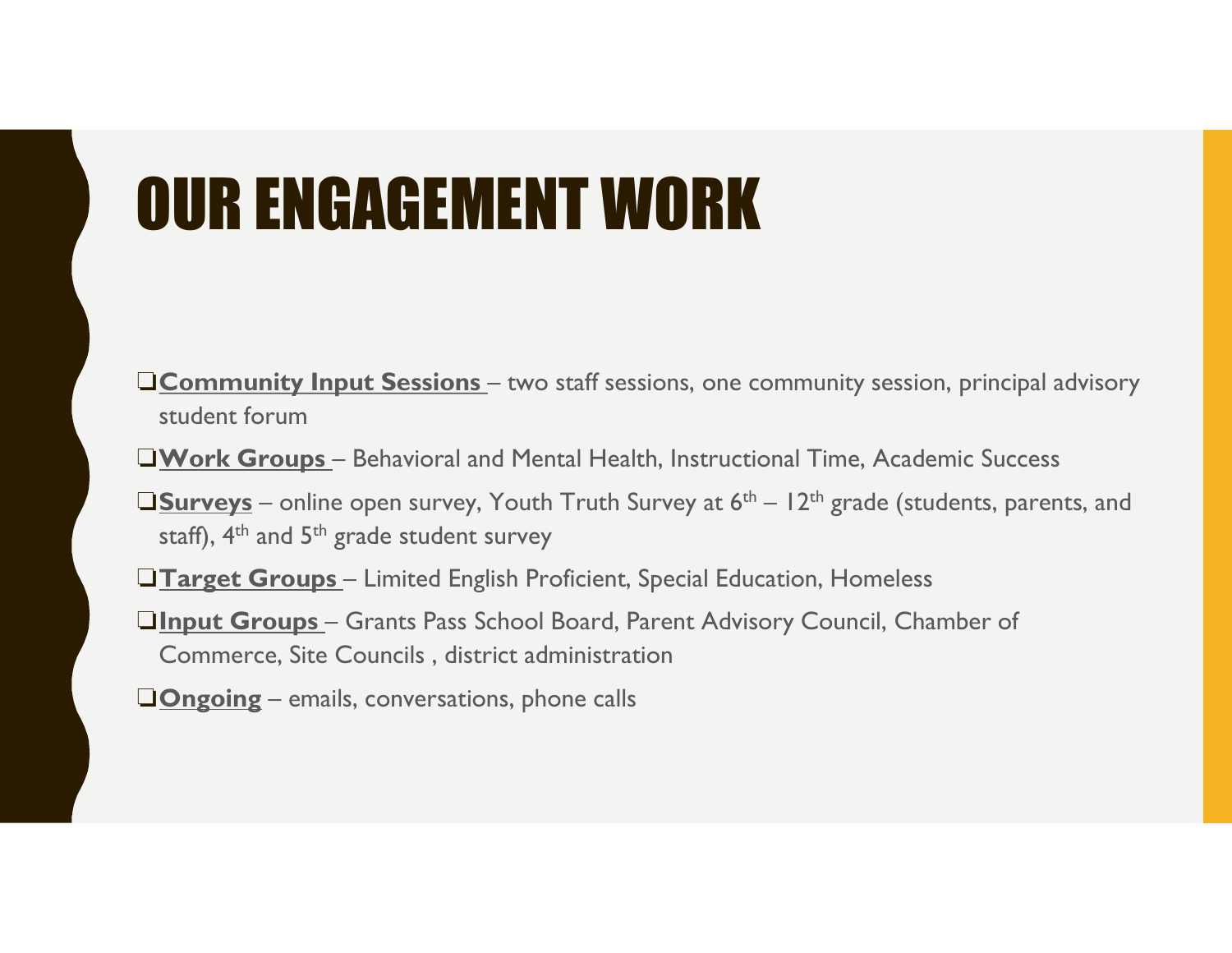# OUR ENGAGEMENT WORK

- **Community Input Sessions** – two staff sessions, one community session, principal advisory student forum
- **Work Groups** – Behavioral and Mental Health, Instructional Time, Academic Success
- **Surveys** – online open survey, Youth Truth Survey at 6th – 12th grade (students, parents, and staff), 4th and 5th grade student survey
- **Target Groups** – Limited English Proficient, Special Education, Homeless
- **Input Groups** – Grants Pass School Board, Parent Advisory Council, Chamber of Commerce, Site Councils , district administration
- **Ongoing** – emails, conversations, phone calls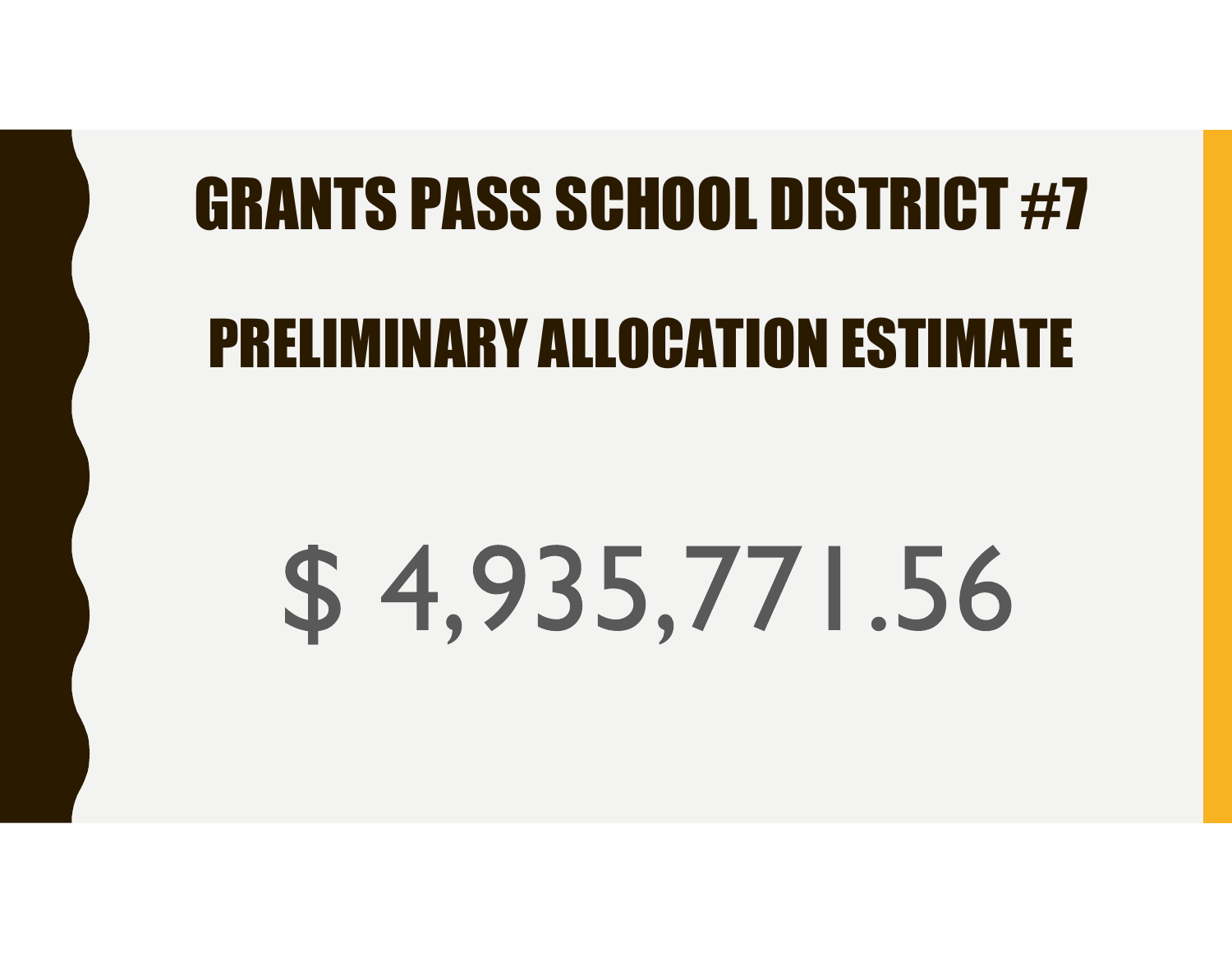# GRANTS PASS SCHOOL DISTRICT #7

# PRELIMINARY ALLOCATION ESTIMATE

$ 4,935,771.56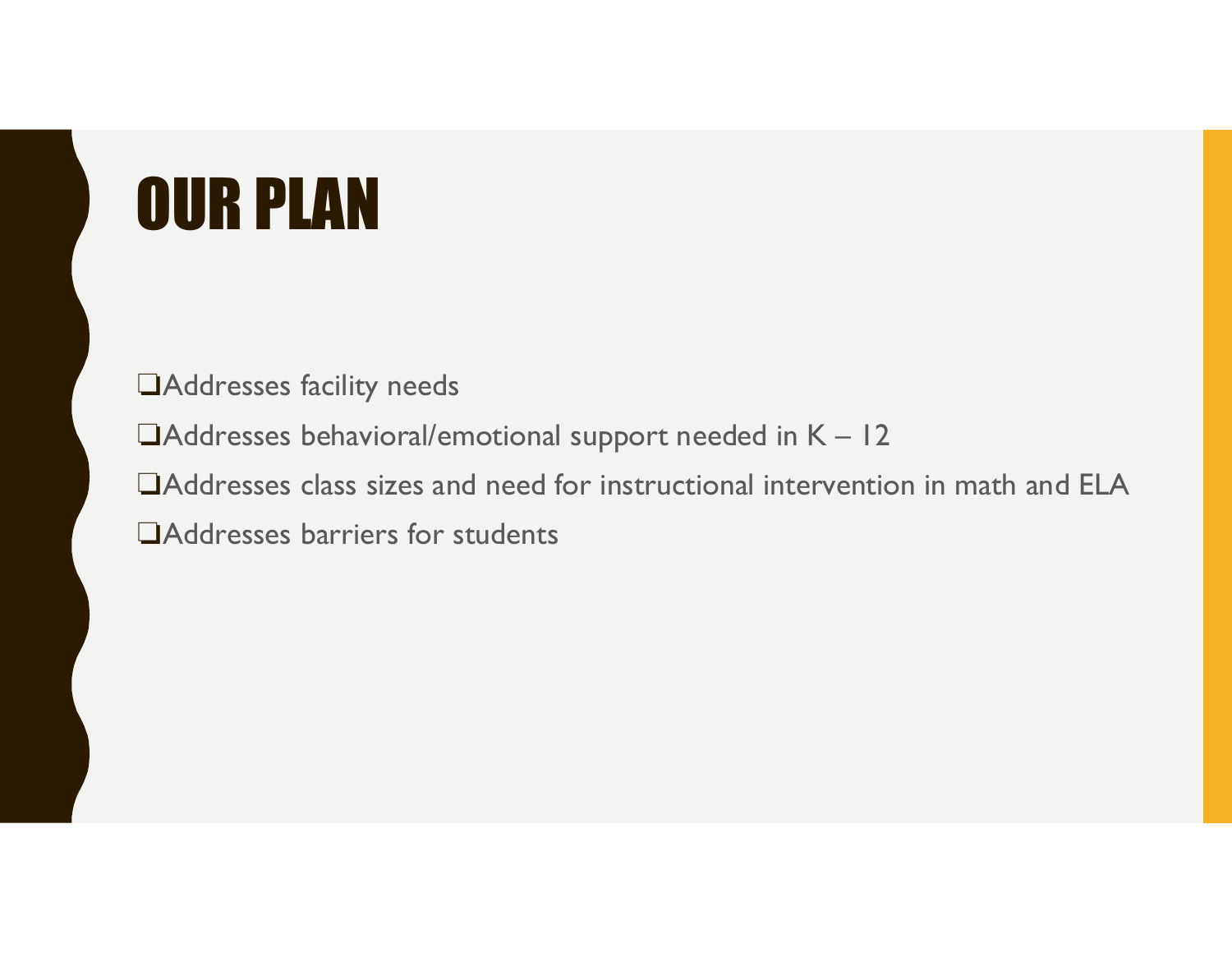# OUR PLAN

- ❑Addresses facility needs
- ❑Addresses behavioral/emotional support needed in K – 12
- ❑Addresses class sizes and need for instructional intervention in math and ELA
- ❑Addresses barriers for students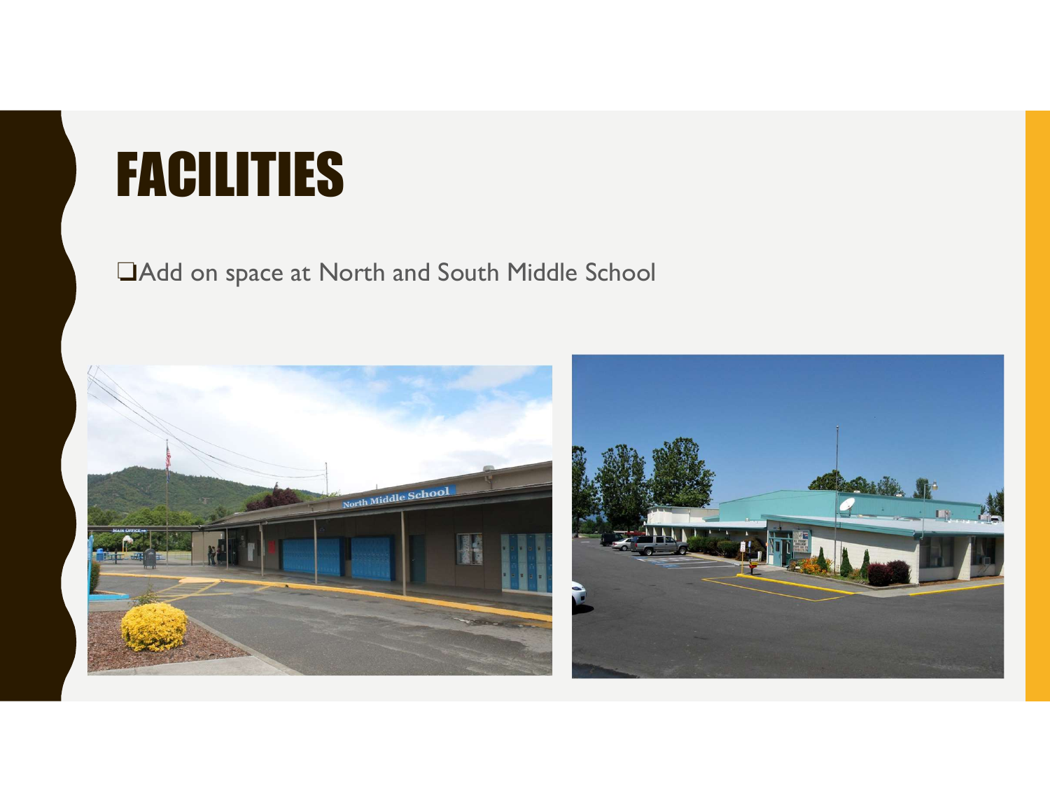# FACILITIES

- Add on space at North and South Middle School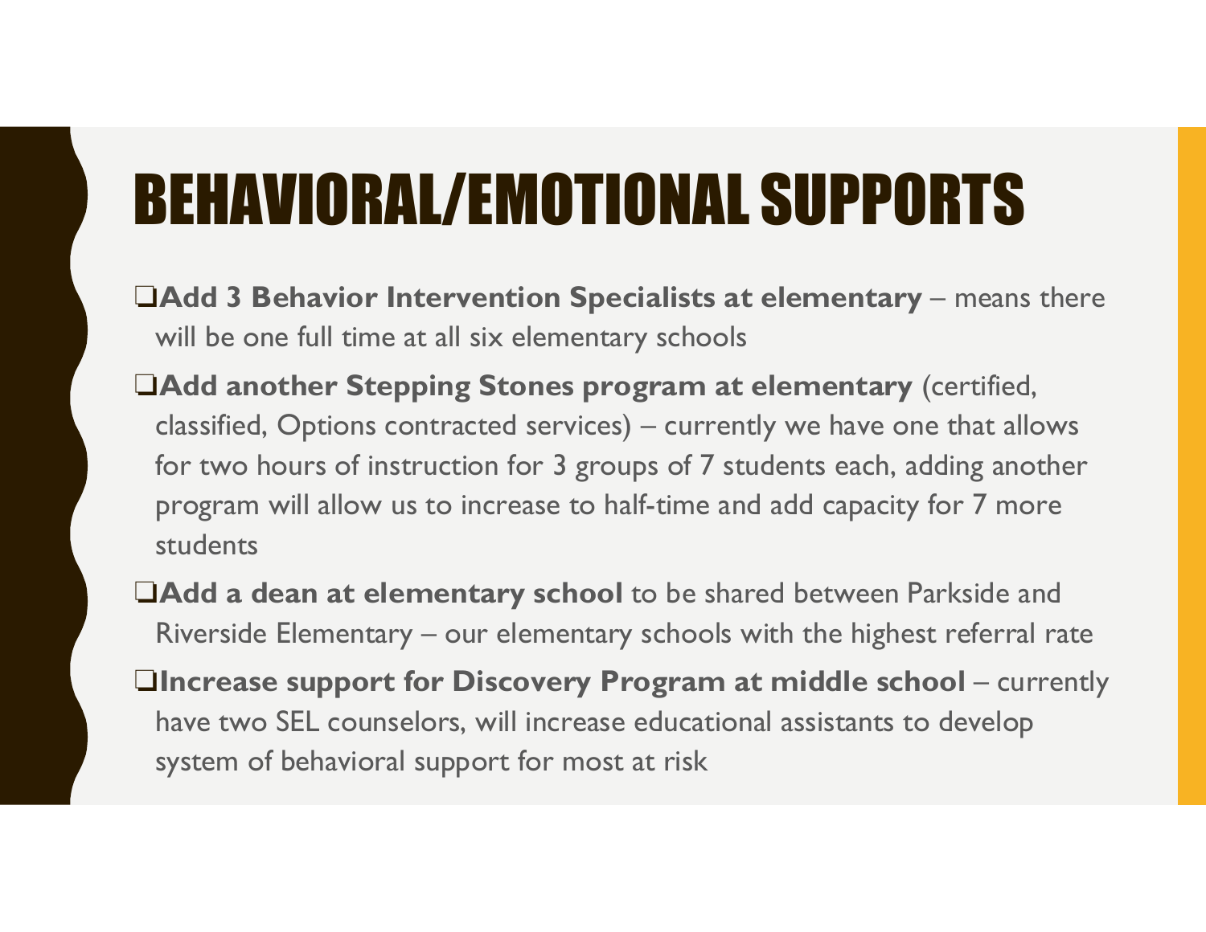# BEHAVIORAL/EMOTIONAL SUPPORTS

- **Add 3 Behavior Intervention Specialists at elementary** – means there will be one full time at all six elementary schools
- **Add another Stepping Stones program at elementary** (certified, classified, Options contracted services) – currently we have one that allows for two hours of instruction for 3 groups of 7 students each, adding another program will allow us to increase to half-time and add capacity for 7 more students
- **Add a dean at elementary school** to be shared between Parkside and Riverside Elementary – our elementary schools with the highest referral rate
- **Increase support for Discovery Program at middle school** – currently have two SEL counselors, will increase educational assistants to develop system of behavioral support for most at risk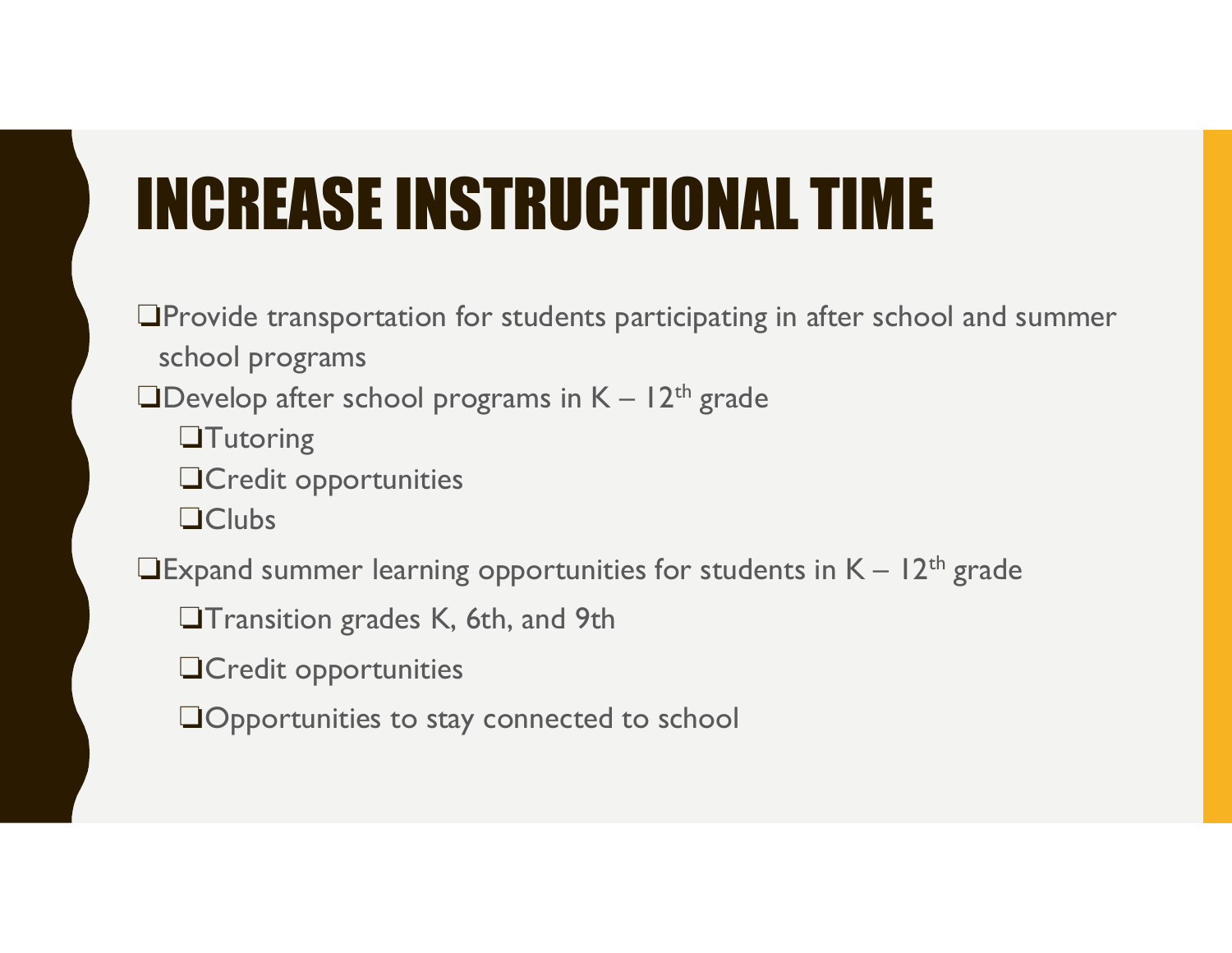# INCREASE INSTRUCTIONAL TIME

- Provide transportation for students participating in after school and summer school programs
- Develop after school programs in K – 12th grade
  - Tutoring
  - Credit opportunities
  - Clubs
- Expand summer learning opportunities for students in K – 12th grade
  - Transition grades K, 6th, and 9th
  - Credit opportunities
  - Opportunities to stay connected to school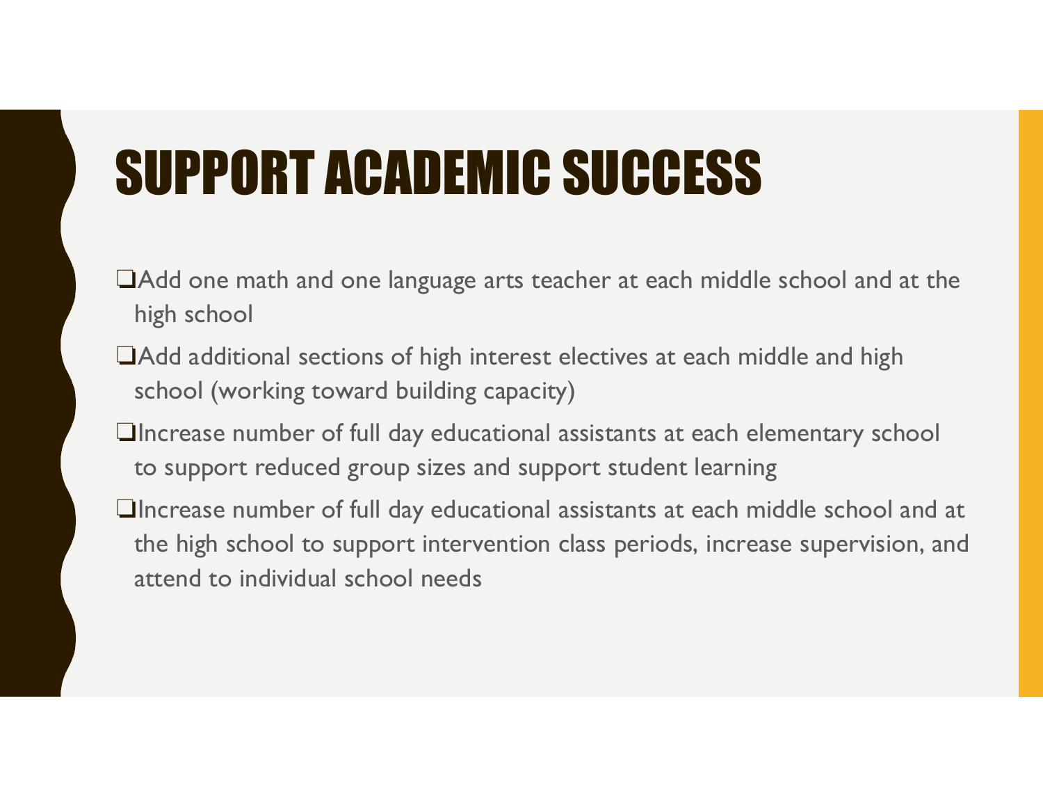# SUPPORT ACADEMIC SUCCESS

- Add one math and one language arts teacher at each middle school and at the high school
- Add additional sections of high interest electives at each middle and high school (working toward building capacity)
- Increase number of full day educational assistants at each elementary school to support reduced group sizes and support student learning
- Increase number of full day educational assistants at each middle school and at the high school to support intervention class periods, increase supervision, and attend to individual school needs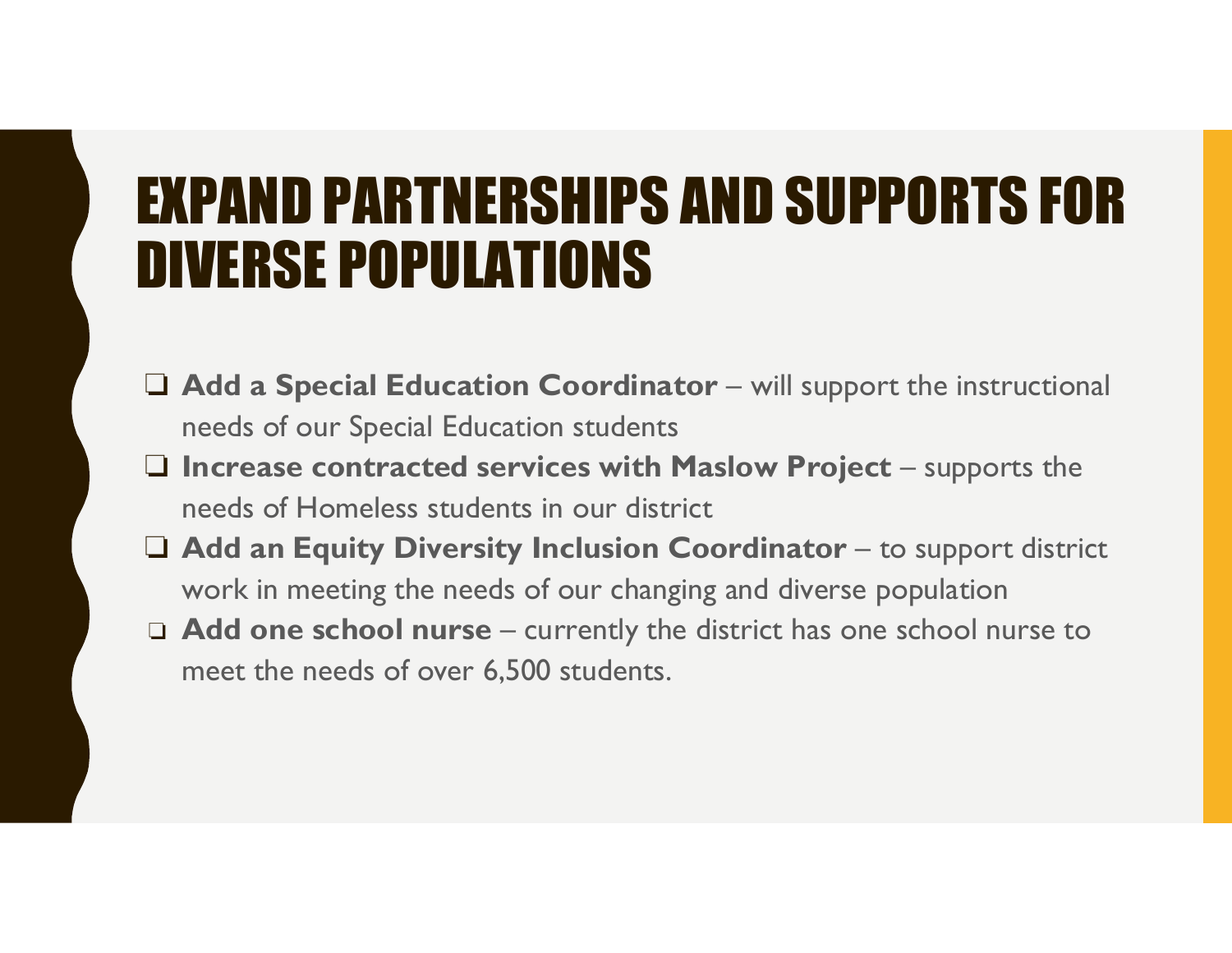# EXPAND PARTNERSHIPS AND SUPPORTS FOR DIVERSE POPULATIONS

- **Add a Special Education Coordinator** – will support the instructional needs of our Special Education students
- **Increase contracted services with Maslow Project** – supports the needs of Homeless students in our district
- **Add an Equity Diversity Inclusion Coordinator** – to support district work in meeting the needs of our changing and diverse population
- **Add one school nurse** – currently the district has one school nurse to meet the needs of over 6,500 students.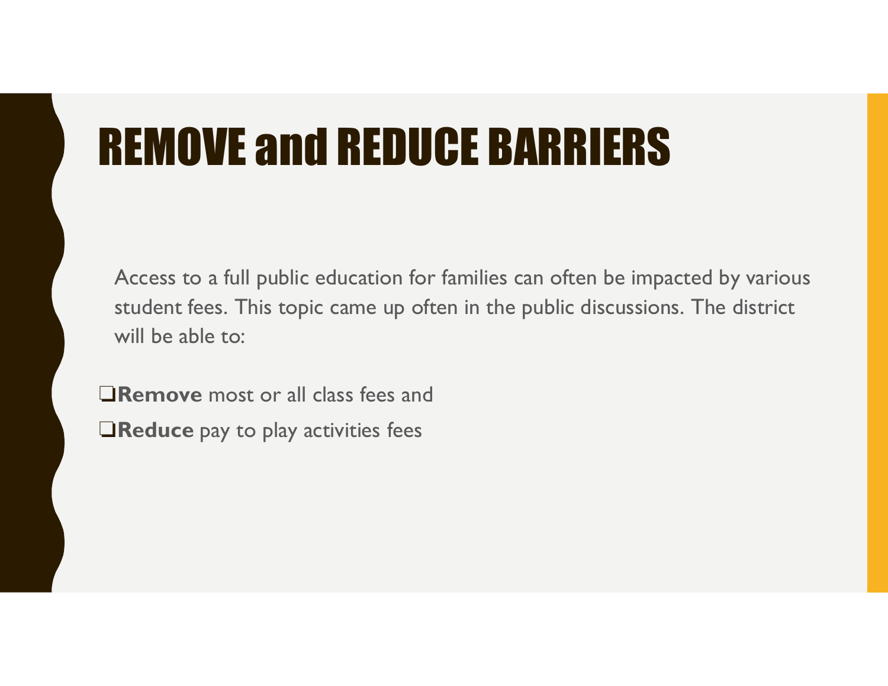# REMOVE and REDUCE BARRIERS

Access to a full public education for families can often be impacted by various student fees. This topic came up often in the public discussions. The district will be able to:

- ❑**Remove** most or all class fees and
- ❑**Reduce** pay to play activities fees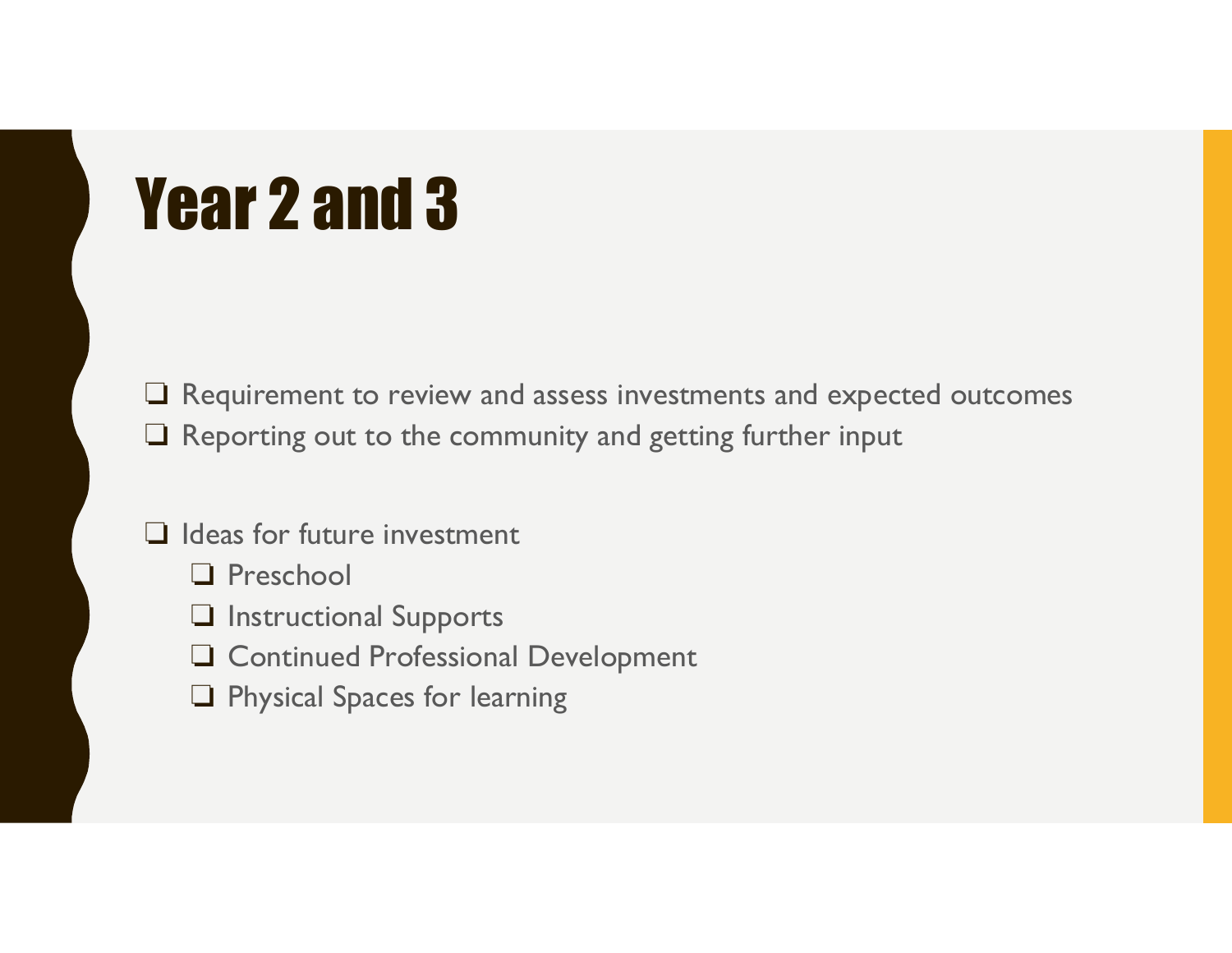# Year 2 and 3

- ❑ Requirement to review and assess investments and expected outcomes
- ❑ Reporting out to the community and getting further input

- ❑ Ideas for future investment
  - ❑ Preschool
  - ❑ Instructional Supports
  - ❑ Continued Professional Development
  - ❑ Physical Spaces for learning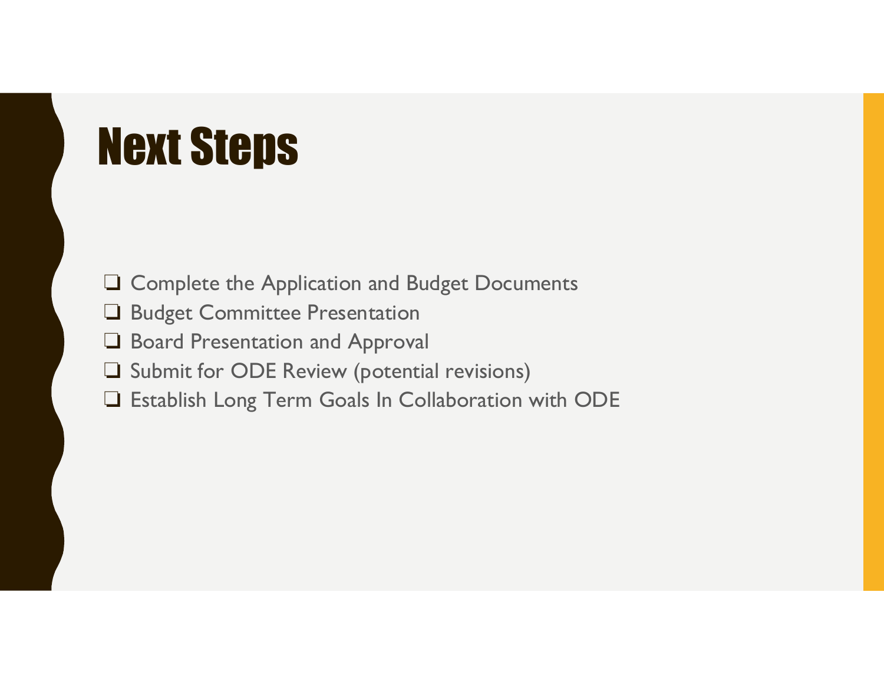# Next Steps

- ❑ Complete the Application and Budget Documents
- ❑ Budget Committee Presentation
- ❑ Board Presentation and Approval
- ❑ Submit for ODE Review (potential revisions)
- ❑ Establish Long Term Goals In Collaboration with ODE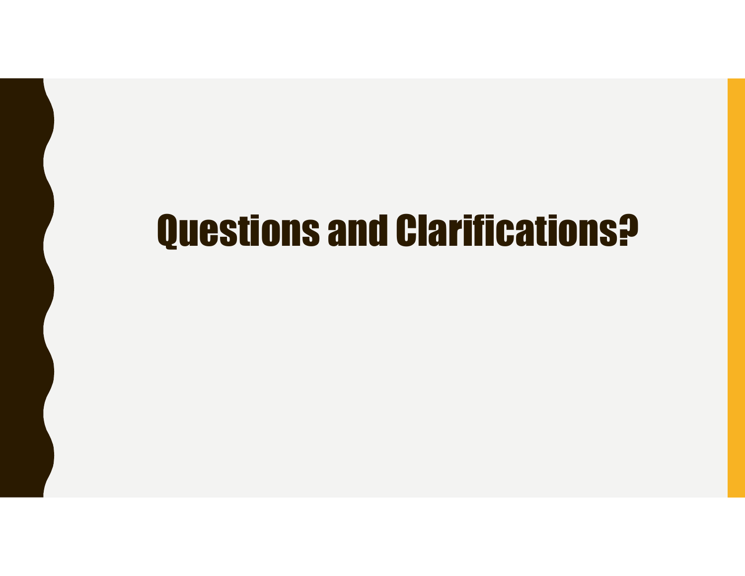# Questions and Clarifications?